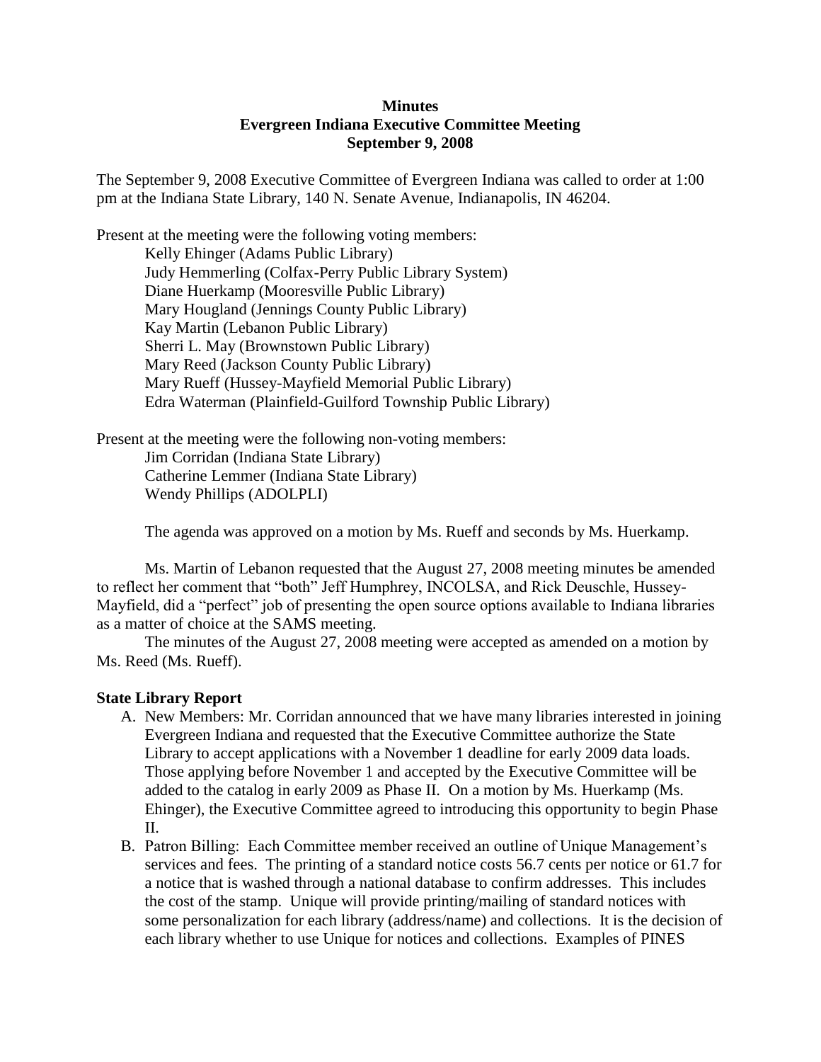**Minutes**
**Evergreen Indiana Executive Committee Meeting**
**September 9, 2008**

The September 9, 2008 Executive Committee of Evergreen Indiana was called to order at 1:00 pm at the Indiana State Library, 140 N. Senate Avenue, Indianapolis, IN 46204.

Present at the meeting were the following voting members:

Kelly Ehinger (Adams Public Library)
Judy Hemmerling (Colfax-Perry Public Library System)
Diane Huerkamp (Mooresville Public Library)
Mary Hougland (Jennings County Public Library)
Kay Martin (Lebanon Public Library)
Sherri L. May (Brownstown Public Library)
Mary Reed (Jackson County Public Library)
Mary Rueff (Hussey-Mayfield Memorial Public Library)
Edra Waterman (Plainfield-Guilford Township Public Library)

Present at the meeting were the following non-voting members:

Jim Corridan (Indiana State Library)
Catherine Lemmer (Indiana State Library)
Wendy Phillips (ADOLPLI)

The agenda was approved on a motion by Ms. Rueff and seconds by Ms. Huerkamp.

Ms. Martin of Lebanon requested that the August 27, 2008 meeting minutes be amended to reflect her comment that "both" Jeff Humphrey, INCOLSA, and Rick Deuschle, Hussey-Mayfield, did a "perfect" job of presenting the open source options available to Indiana libraries as a matter of choice at the SAMS meeting.

The minutes of the August 27, 2008 meeting were accepted as amended on a motion by Ms. Reed (Ms. Rueff).

**State Library Report**

A. New Members: Mr. Corridan announced that we have many libraries interested in joining Evergreen Indiana and requested that the Executive Committee authorize the State Library to accept applications with a November 1 deadline for early 2009 data loads. Those applying before November 1 and accepted by the Executive Committee will be added to the catalog in early 2009 as Phase II. On a motion by Ms. Huerkamp (Ms. Ehinger), the Executive Committee agreed to introducing this opportunity to begin Phase II.
B. Patron Billing: Each Committee member received an outline of Unique Management's services and fees. The printing of a standard notice costs 56.7 cents per notice or 61.7 for a notice that is washed through a national database to confirm addresses. This includes the cost of the stamp. Unique will provide printing/mailing of standard notices with some personalization for each library (address/name) and collections. It is the decision of each library whether to use Unique for notices and collections. Examples of PINES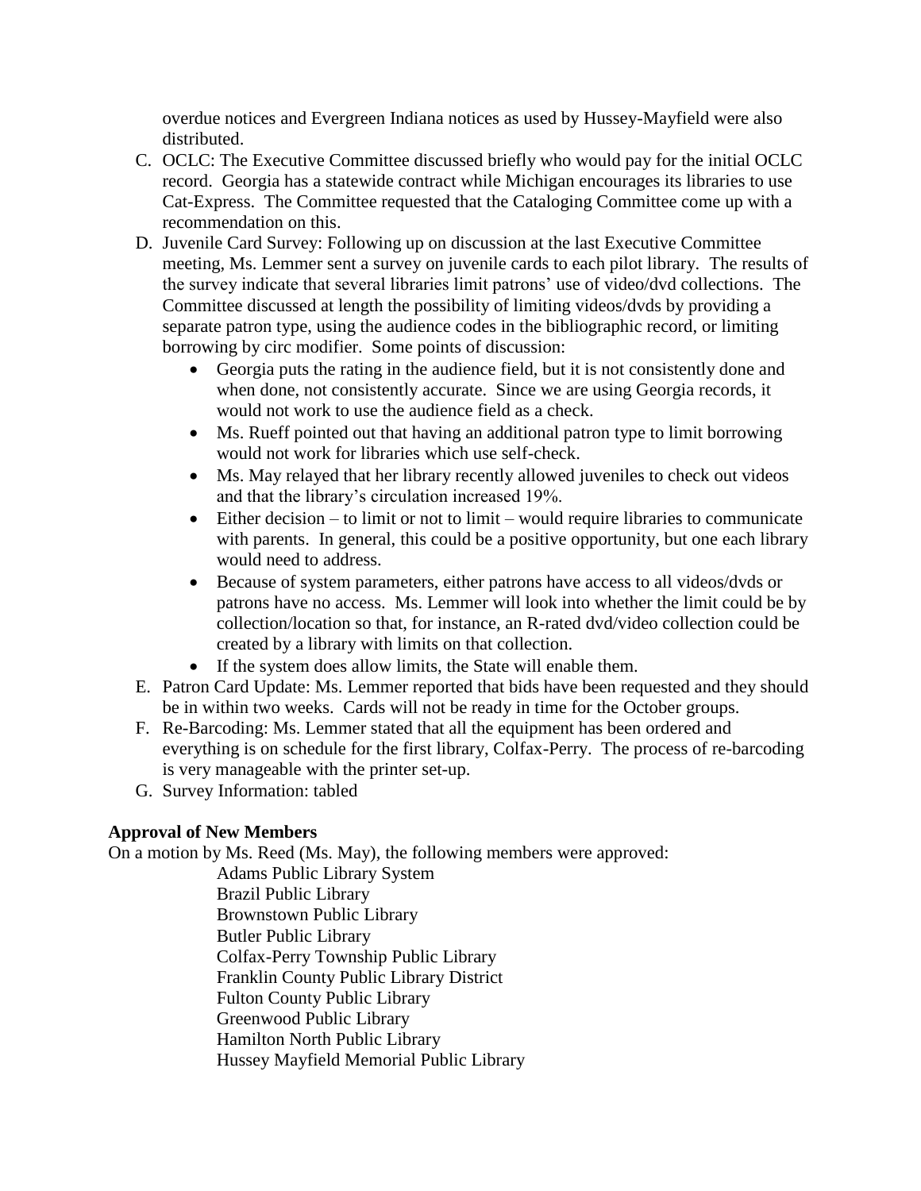overdue notices and Evergreen Indiana notices as used by Hussey-Mayfield were also distributed.

C. OCLC: The Executive Committee discussed briefly who would pay for the initial OCLC record. Georgia has a statewide contract while Michigan encourages its libraries to use Cat-Express. The Committee requested that the Cataloging Committee come up with a recommendation on this.
D. Juvenile Card Survey: Following up on discussion at the last Executive Committee meeting, Ms. Lemmer sent a survey on juvenile cards to each pilot library. The results of the survey indicate that several libraries limit patrons' use of video/dvd collections. The Committee discussed at length the possibility of limiting videos/dvds by providing a separate patron type, using the audience codes in the bibliographic record, or limiting borrowing by circ modifier. Some points of discussion:
    - Georgia puts the rating in the audience field, but it is not consistently done and when done, not consistently accurate. Since we are using Georgia records, it would not work to use the audience field as a check.
    - Ms. Rueff pointed out that having an additional patron type to limit borrowing would not work for libraries which use self-check.
    - Ms. May relayed that her library recently allowed juveniles to check out videos and that the library's circulation increased 19%.
    - Either decision – to limit or not to limit – would require libraries to communicate with parents. In general, this could be a positive opportunity, but one each library would need to address.
    - Because of system parameters, either patrons have access to all videos/dvds or patrons have no access. Ms. Lemmer will look into whether the limit could be by collection/location so that, for instance, an R-rated dvd/video collection could be created by a library with limits on that collection.
    - If the system does allow limits, the State will enable them.
E. Patron Card Update: Ms. Lemmer reported that bids have been requested and they should be in within two weeks. Cards will not be ready in time for the October groups.
F. Re-Barcoding: Ms. Lemmer stated that all the equipment has been ordered and everything is on schedule for the first library, Colfax-Perry. The process of re-barcoding is very manageable with the printer set-up.
G. Survey Information: tabled

**Approval of New Members**

On a motion by Ms. Reed (Ms. May), the following members were approved:

Adams Public Library System
Brazil Public Library
Brownstown Public Library
Butler Public Library
Colfax-Perry Township Public Library
Franklin County Public Library District
Fulton County Public Library
Greenwood Public Library
Hamilton North Public Library
Hussey Mayfield Memorial Public Library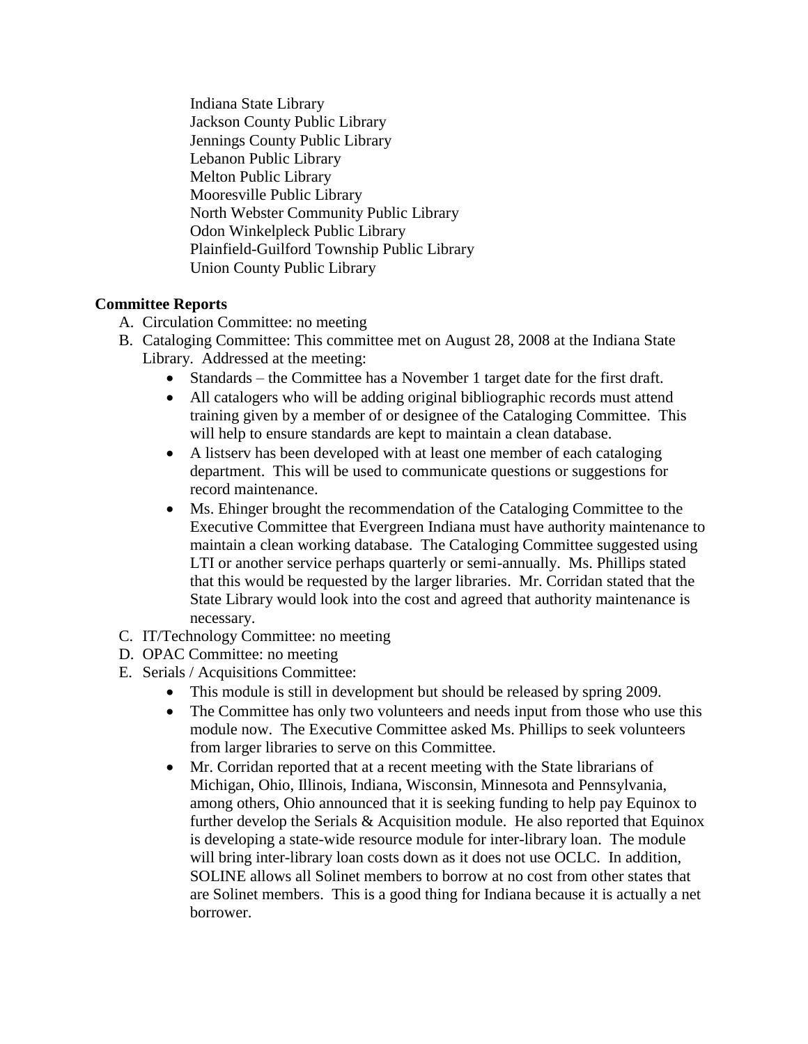Indiana State Library
Jackson County Public Library
Jennings County Public Library
Lebanon Public Library
Melton Public Library
Mooresville Public Library
North Webster Community Public Library
Odon Winkelpleck Public Library
Plainfield-Guilford Township Public Library
Union County Public Library

**Committee Reports**

A. Circulation Committee: no meeting
B. Cataloging Committee: This committee met on August 28, 2008 at the Indiana State Library. Addressed at the meeting:
    - Standards – the Committee has a November 1 target date for the first draft.
    - All catalogers who will be adding original bibliographic records must attend training given by a member of or designee of the Cataloging Committee. This will help to ensure standards are kept to maintain a clean database.
    - A listserv has been developed with at least one member of each cataloging department. This will be used to communicate questions or suggestions for record maintenance.
    - Ms. Ehinger brought the recommendation of the Cataloging Committee to the Executive Committee that Evergreen Indiana must have authority maintenance to maintain a clean working database. The Cataloging Committee suggested using LTI or another service perhaps quarterly or semi-annually. Ms. Phillips stated that this would be requested by the larger libraries. Mr. Corridan stated that the State Library would look into the cost and agreed that authority maintenance is necessary.
C. IT/Technology Committee: no meeting
D. OPAC Committee: no meeting
E. Serials / Acquisitions Committee:
    - This module is still in development but should be released by spring 2009.
    - The Committee has only two volunteers and needs input from those who use this module now. The Executive Committee asked Ms. Phillips to seek volunteers from larger libraries to serve on this Committee.
    - Mr. Corridan reported that at a recent meeting with the State librarians of Michigan, Ohio, Illinois, Indiana, Wisconsin, Minnesota and Pennsylvania, among others, Ohio announced that it is seeking funding to help pay Equinox to further develop the Serials & Acquisition module. He also reported that Equinox is developing a state-wide resource module for inter-library loan. The module will bring inter-library loan costs down as it does not use OCLC. In addition, SOLINE allows all Solinet members to borrow at no cost from other states that are Solinet members. This is a good thing for Indiana because it is actually a net borrower.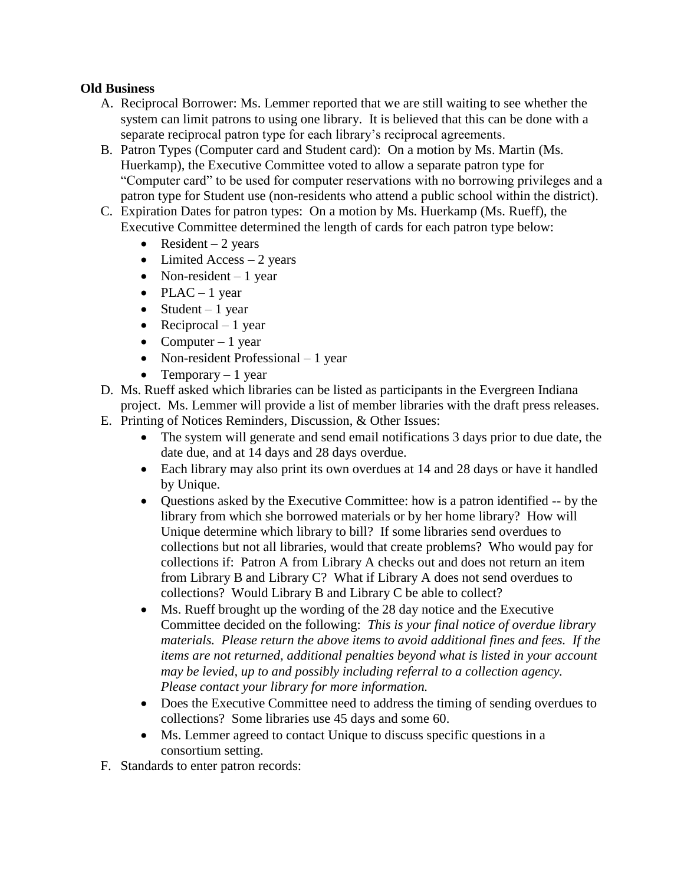**Old Business**

A. Reciprocal Borrower: Ms. Lemmer reported that we are still waiting to see whether the system can limit patrons to using one library. It is believed that this can be done with a separate reciprocal patron type for each library's reciprocal agreements.

B. Patron Types (Computer card and Student card): On a motion by Ms. Martin (Ms. Huerkamp), the Executive Committee voted to allow a separate patron type for "Computer card" to be used for computer reservations with no borrowing privileges and a patron type for Student use (non-residents who attend a public school within the district).

C. Expiration Dates for patron types: On a motion by Ms. Huerkamp (Ms. Rueff), the Executive Committee determined the length of cards for each patron type below:
   - Resident – 2 years
   - Limited Access – 2 years
   - Non-resident – 1 year
   - PLAC – 1 year
   - Student – 1 year
   - Reciprocal – 1 year
   - Computer – 1 year
   - Non-resident Professional – 1 year
   - Temporary – 1 year

D. Ms. Rueff asked which libraries can be listed as participants in the Evergreen Indiana project. Ms. Lemmer will provide a list of member libraries with the draft press releases.

E. Printing of Notices Reminders, Discussion, & Other Issues:
   - The system will generate and send email notifications 3 days prior to due date, the date due, and at 14 days and 28 days overdue.
   - Each library may also print its own overdues at 14 and 28 days or have it handled by Unique.
   - Questions asked by the Executive Committee: how is a patron identified -- by the library from which she borrowed materials or by her home library? How will Unique determine which library to bill? If some libraries send overdues to collections but not all libraries, would that create problems? Who would pay for collections if: Patron A from Library A checks out and does not return an item from Library B and Library C? What if Library A does not send overdues to collections? Would Library B and Library C be able to collect?
   - Ms. Rueff brought up the wording of the 28 day notice and the Executive Committee decided on the following: *This is your final notice of overdue library materials. Please return the above items to avoid additional fines and fees. If the items are not returned, additional penalties beyond what is listed in your account may be levied, up to and possibly including referral to a collection agency. Please contact your library for more information.*
   - Does the Executive Committee need to address the timing of sending overdues to collections? Some libraries use 45 days and some 60.
   - Ms. Lemmer agreed to contact Unique to discuss specific questions in a consortium setting.

F. Standards to enter patron records: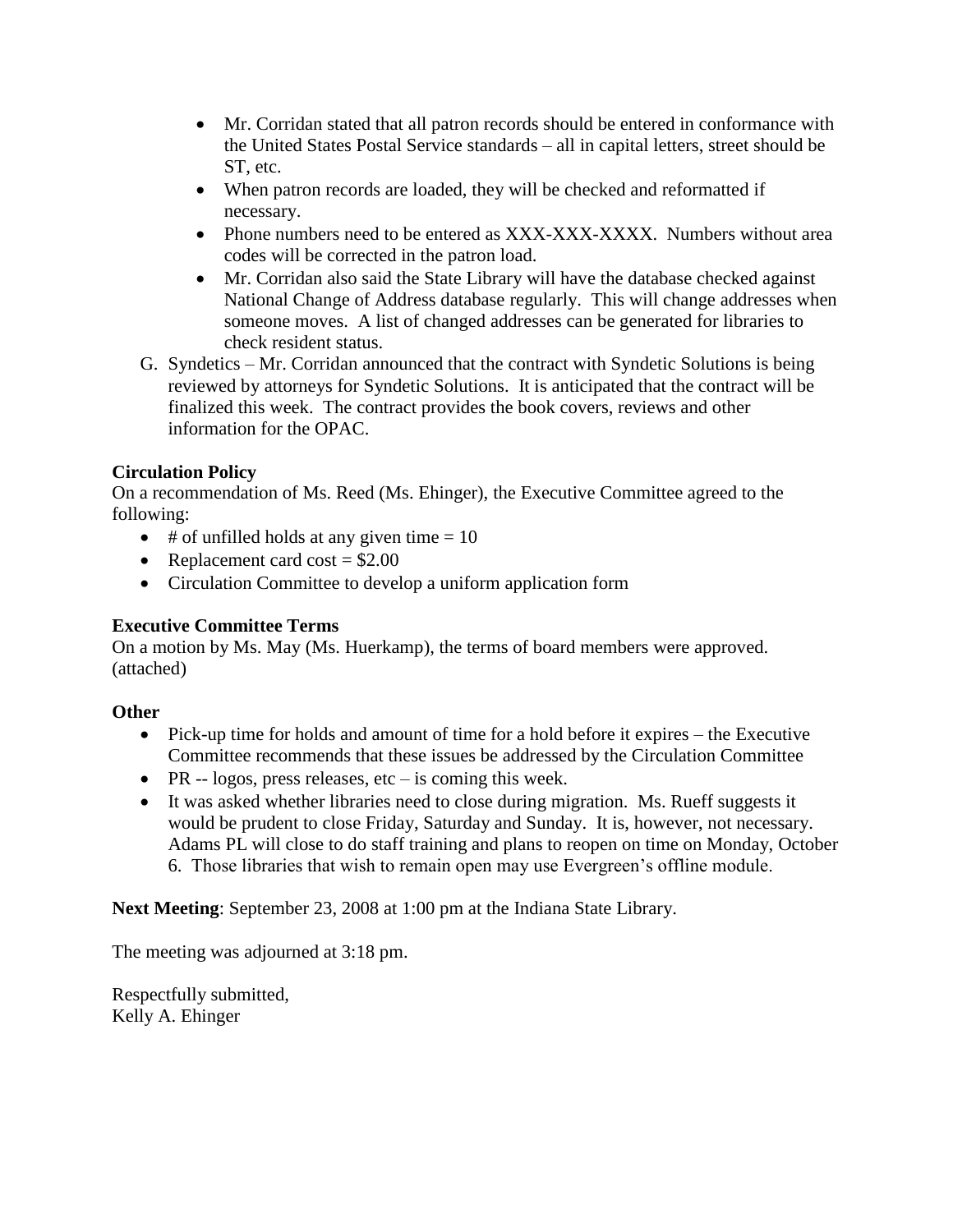- Mr. Corridan stated that all patron records should be entered in conformance with the United States Postal Service standards – all in capital letters, street should be ST, etc.
- When patron records are loaded, they will be checked and reformatted if necessary.
- Phone numbers need to be entered as XXX-XXX-XXXX. Numbers without area codes will be corrected in the patron load.
- Mr. Corridan also said the State Library will have the database checked against National Change of Address database regularly. This will change addresses when someone moves. A list of changed addresses can be generated for libraries to check resident status.

G. Syndetics – Mr. Corridan announced that the contract with Syndetic Solutions is being reviewed by attorneys for Syndetic Solutions. It is anticipated that the contract will be finalized this week. The contract provides the book covers, reviews and other information for the OPAC.

**Circulation Policy**

On a recommendation of Ms. Reed (Ms. Ehinger), the Executive Committee agreed to the following:

- # of unfilled holds at any given time = 10
- Replacement card cost = $2.00
- Circulation Committee to develop a uniform application form

**Executive Committee Terms**

On a motion by Ms. May (Ms. Huerkamp), the terms of board members were approved. (attached)

**Other**

- Pick-up time for holds and amount of time for a hold before it expires – the Executive Committee recommends that these issues be addressed by the Circulation Committee
- PR -- logos, press releases, etc – is coming this week.
- It was asked whether libraries need to close during migration. Ms. Rueff suggests it would be prudent to close Friday, Saturday and Sunday. It is, however, not necessary. Adams PL will close to do staff training and plans to reopen on time on Monday, October 6. Those libraries that wish to remain open may use Evergreen's offline module.

**Next Meeting**: September 23, 2008 at 1:00 pm at the Indiana State Library.

The meeting was adjourned at 3:18 pm.

Respectfully submitted,
Kelly A. Ehinger